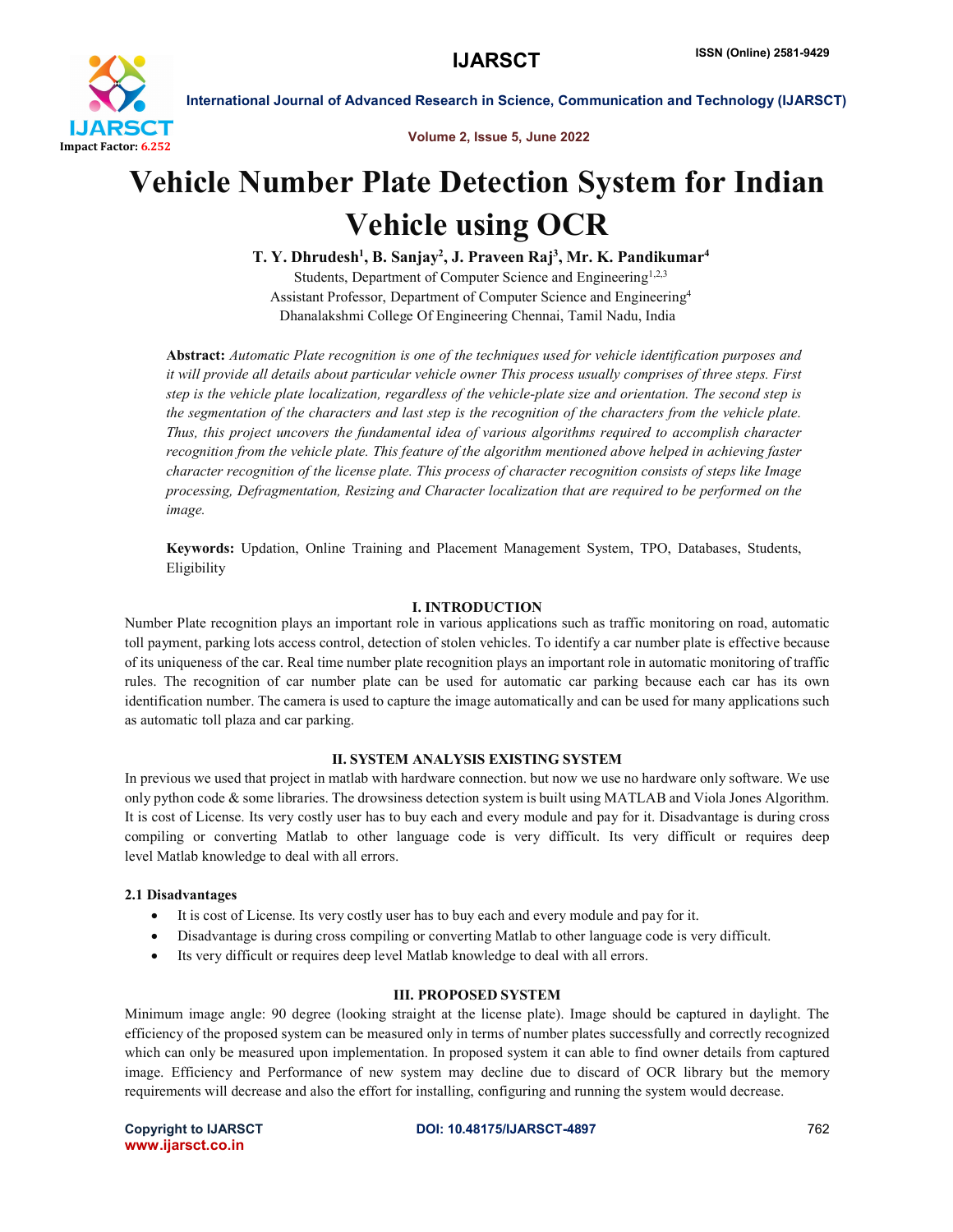# Vehicle Number Plate Detection System for Indian Vehicle using OCR

**T. Y. Dhrudesh[1], B. Sanjay[2], J. Praveen Raj[3], Mr. K. Pandikumar[4]**

Students, Department of Computer Science and Engineering[1,2,3]

Assistant Professor, Department of Computer Science and Engineering[4]

Dhanalakshmi College Of Engineering Chennai, Tamil Nadu, India

**Abstract:** *Automatic Plate recognition is one of the techniques used for vehicle identification purposes and it will provide all details about particular vehicle owner This process usually comprises of three steps. First step is the vehicle plate localization, regardless of the vehicle-plate size and orientation. The second step is the segmentation of the characters and last step is the recognition of the characters from the vehicle plate. Thus, this project uncovers the fundamental idea of various algorithms required to accomplish character recognition from the vehicle plate. This feature of the algorithm mentioned above helped in achieving faster character recognition of the license plate. This process of character recognition consists of steps like Image processing, Defragmentation, Resizing and Character localization that are required to be performed on the image.*

**Keywords:** Updation, Online Training and Placement Management System, TPO, Databases, Students, Eligibility

## I. INTRODUCTION

Number Plate recognition plays an important role in various applications such as traffic monitoring on road, automatic toll payment, parking lots access control, detection of stolen vehicles. To identify a car number plate is effective because of its uniqueness of the car. Real time number plate recognition plays an important role in automatic monitoring of traffic rules. The recognition of car number plate can be used for automatic car parking because each car has its own identification number. The camera is used to capture the image automatically and can be used for many applications such as automatic toll plaza and car parking.

## II. SYSTEM ANALYSIS EXISTING SYSTEM

In previous we used that project in matlab with hardware connection. but now we use no hardware only software. We use only python code & some libraries. The drowsiness detection system is built using MATLAB and Viola Jones Algorithm. It is cost of License. Its very costly user has to buy each and every module and pay for it. Disadvantage is during cross compiling or converting Matlab to other language code is very difficult. Its very difficult or requires deep level Matlab knowledge to deal with all errors.

### 2.1 Disadvantages

- It is cost of License. Its very costly user has to buy each and every module and pay for it.
- Disadvantage is during cross compiling or converting Matlab to other language code is very difficult.
- Its very difficult or requires deep level Matlab knowledge to deal with all errors.

## III. PROPOSED SYSTEM

Minimum image angle: 90 degree (looking straight at the license plate). Image should be captured in daylight. The efficiency of the proposed system can be measured only in terms of number plates successfully and correctly recognized which can only be measured upon implementation. In proposed system it can able to find owner details from captured image. Efficiency and Performance of new system may decline due to discard of OCR library but the memory requirements will decrease and also the effort for installing, configuring and running the system would decrease.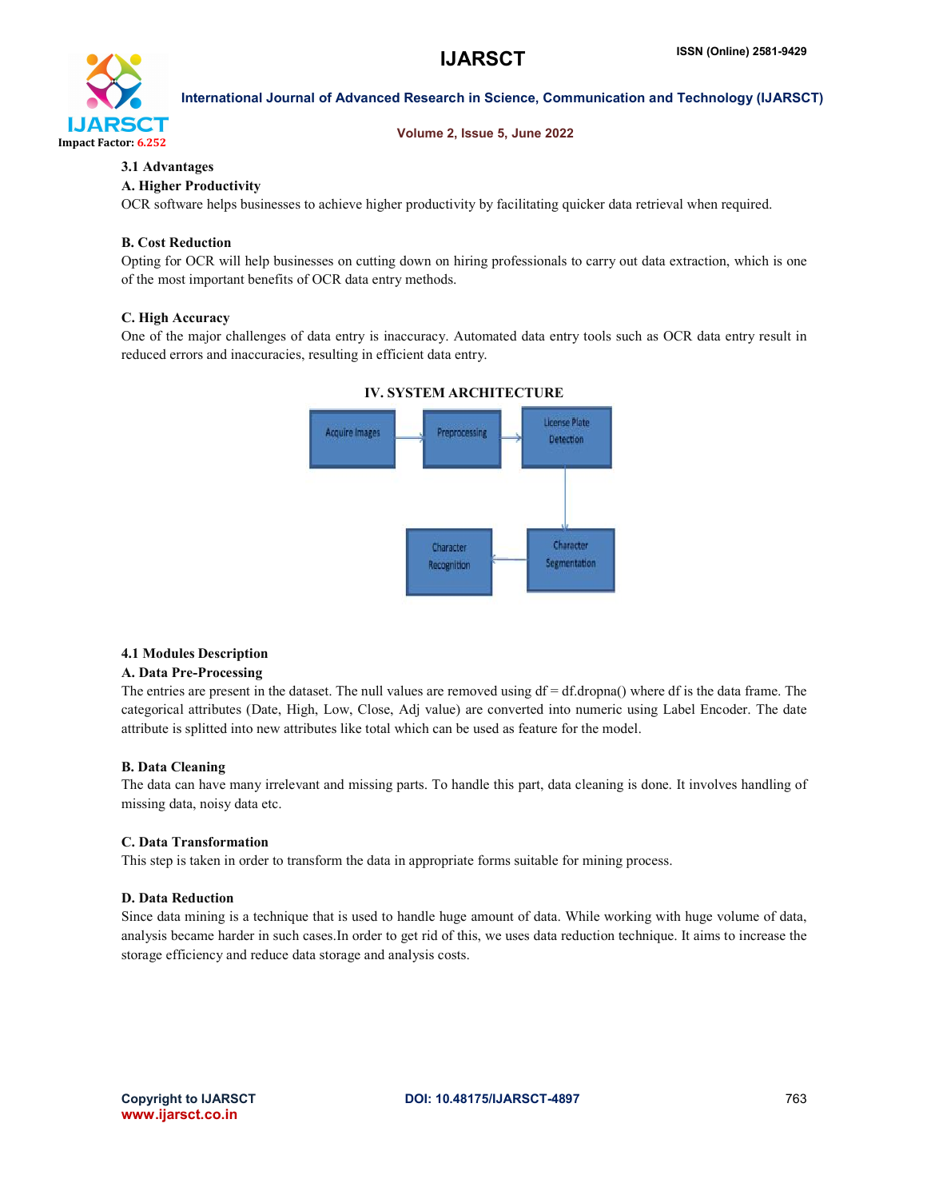### 3.1 Advantages

**A. Higher Productivity**

OCR software helps businesses to achieve higher productivity by facilitating quicker data retrieval when required.

**B. Cost Reduction**

Opting for OCR will help businesses on cutting down on hiring professionals to carry out data extraction, which is one of the most important benefits of OCR data entry methods.

**C. High Accuracy**

One of the major challenges of data entry is inaccuracy. Automated data entry tools such as OCR data entry result in reduced errors and inaccuracies, resulting in efficient data entry.

## IV. SYSTEM ARCHITECTURE

Acquire Images → Preprocessing → License Plate Detection → Character Segmentation → Character Recognition

### 4.1 Modules Description

**A. Data Pre-Processing**

The entries are present in the dataset. The null values are removed using df = df.dropna() where df is the data frame. The categorical attributes (Date, High, Low, Close, Adj value) are converted into numeric using Label Encoder. The date attribute is splitted into new attributes like total which can be used as feature for the model.

**B. Data Cleaning**

The data can have many irrelevant and missing parts. To handle this part, data cleaning is done. It involves handling of missing data, noisy data etc.

**C. Data Transformation**

This step is taken in order to transform the data in appropriate forms suitable for mining process.

**D. Data Reduction**

Since data mining is a technique that is used to handle huge amount of data. While working with huge volume of data, analysis became harder in such cases.In order to get rid of this, we uses data reduction technique. It aims to increase the storage efficiency and reduce data storage and analysis costs.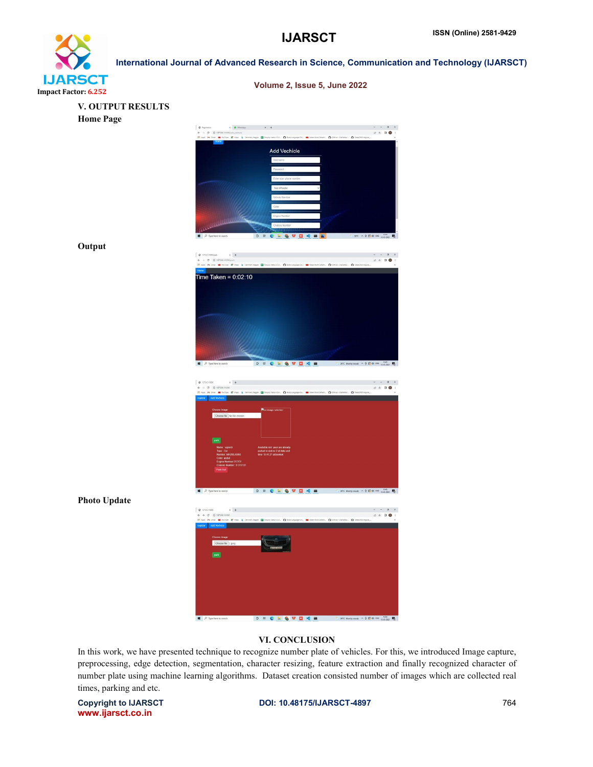## V. OUTPUT RESULTS

**Home Page**

**Output**

**Photo Update**

## VI. CONCLUSION

In this work, we have presented technique to recognize number plate of vehicles. For this, we introduced Image capture, preprocessing, edge detection, segmentation, character resizing, feature extraction and finally recognized character of number plate using machine learning algorithms. Dataset creation consisted number of images which are collected real times, parking and etc.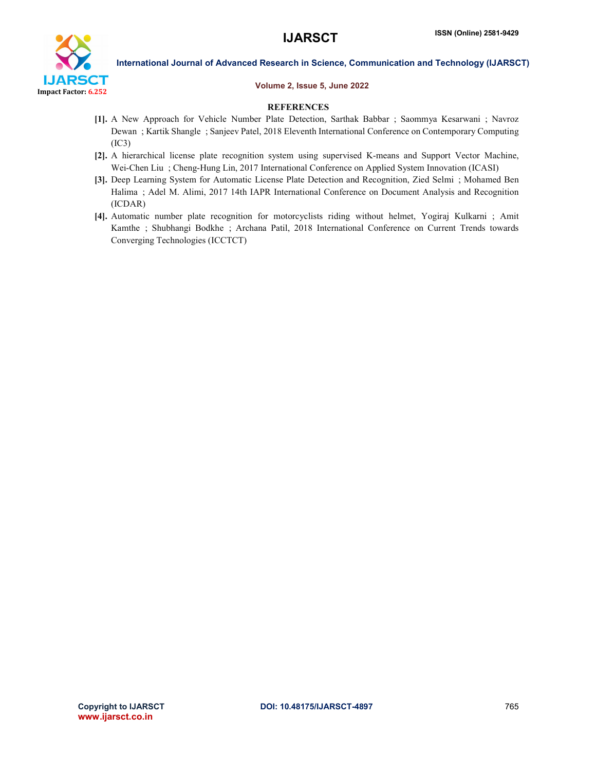## REFERENCES

**[1].** A New Approach for Vehicle Number Plate Detection, Sarthak Babbar ; Saommya Kesarwani ; Navroz Dewan ; Kartik Shangle ; Sanjeev Patel, 2018 Eleventh International Conference on Contemporary Computing (IC3)

**[2].** A hierarchical license plate recognition system using supervised K-means and Support Vector Machine, Wei-Chen Liu ; Cheng-Hung Lin, 2017 International Conference on Applied System Innovation (ICASI)

**[3].** Deep Learning System for Automatic License Plate Detection and Recognition, Zied Selmi ; Mohamed Ben Halima ; Adel M. Alimi, 2017 14th IAPR International Conference on Document Analysis and Recognition (ICDAR)

**[4].** Automatic number plate recognition for motorcyclists riding without helmet, Yogiraj Kulkarni ; Amit Kamthe ; Shubhangi Bodkhe ; Archana Patil, 2018 International Conference on Current Trends towards Converging Technologies (ICCTCT)